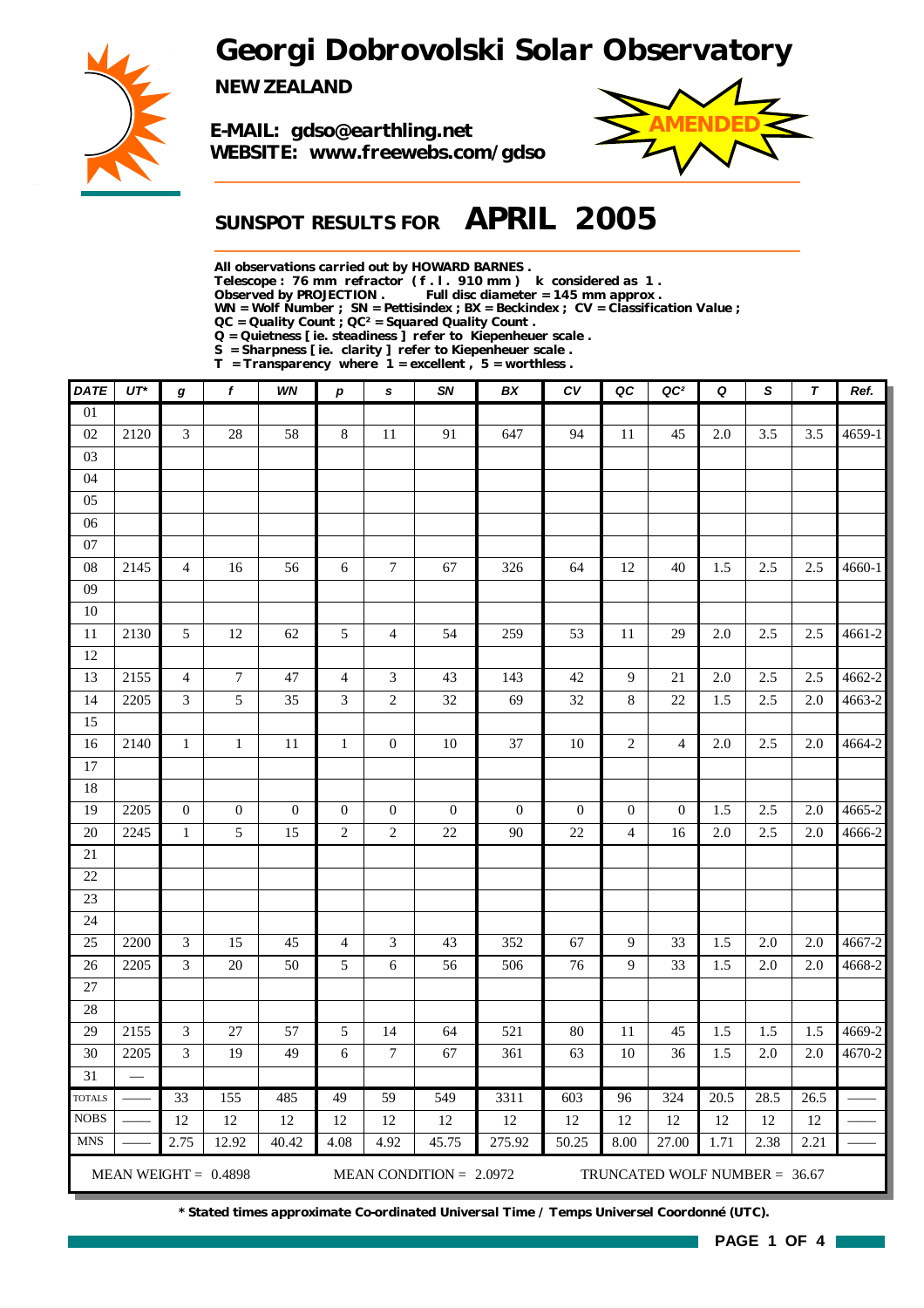# Georgi Dobrovolski Solar Observatory

**NEW ZEALAND**

**E-MAIL: gdso@earthling.net**
**WEBSITE: www.freewebs.com/gdso**

**AMENDED**

## SUNSPOT RESULTS FOR APRIL 2005

**All observations carried out by HOWARD BARNES .**
**Telescope : 76 mm refractor ( f . l . 910 mm ) k considered as 1 .**
**Observed by PROJECTION . Full disc diameter = 145 mm approx .**
**WN = Wolf Number ; SN = Pettisindex ; BX = Beckindex ; CV = Classification Value ;**
**QC = Quality Count ; QC² = Squared Quality Count .**
**Q = Quietness [ ie. steadiness ] refer to Kiepenheuer scale .**
**S = Sharpness [ ie. clarity ] refer to Kiepenheuer scale .**
**T = Transparency where 1 = excellent , 5 = worthless .**

| DATE | UT* | g | f | WN | p | s | SN | BX | CV | QC | QC² | Q | S | T | Ref. |
|---|---|---|---|---|---|---|---|---|---|---|---|---|---|---|---|
| 01 | | | | | | | | | | | | | | | |
| 02 | 2120 | 3 | 28 | 58 | 8 | 11 | 91 | 647 | 94 | 11 | 45 | 2.0 | 3.5 | 3.5 | 4659-1 |
| 03 | | | | | | | | | | | | | | | |
| 04 | | | | | | | | | | | | | | | |
| 05 | | | | | | | | | | | | | | | |
| 06 | | | | | | | | | | | | | | | |
| 07 | | | | | | | | | | | | | | | |
| 08 | 2145 | 4 | 16 | 56 | 6 | 7 | 67 | 326 | 64 | 12 | 40 | 1.5 | 2.5 | 2.5 | 4660-1 |
| 09 | | | | | | | | | | | | | | | |
| 10 | | | | | | | | | | | | | | | |
| 11 | 2130 | 5 | 12 | 62 | 5 | 4 | 54 | 259 | 53 | 11 | 29 | 2.0 | 2.5 | 2.5 | 4661-2 |
| 12 | | | | | | | | | | | | | | | |
| 13 | 2155 | 4 | 7 | 47 | 4 | 3 | 43 | 143 | 42 | 9 | 21 | 2.0 | 2.5 | 2.5 | 4662-2 |
| 14 | 2205 | 3 | 5 | 35 | 3 | 2 | 32 | 69 | 32 | 8 | 22 | 1.5 | 2.5 | 2.0 | 4663-2 |
| 15 | | | | | | | | | | | | | | | |
| 16 | 2140 | 1 | 1 | 11 | 1 | 0 | 10 | 37 | 10 | 2 | 4 | 2.0 | 2.5 | 2.0 | 4664-2 |
| 17 | | | | | | | | | | | | | | | |
| 18 | | | | | | | | | | | | | | | |
| 19 | 2205 | 0 | 0 | 0 | 0 | 0 | 0 | 0 | 0 | 0 | 0 | 1.5 | 2.5 | 2.0 | 4665-2 |
| 20 | 2245 | 1 | 5 | 15 | 2 | 2 | 22 | 90 | 22 | 4 | 16 | 2.0 | 2.5 | 2.0 | 4666-2 |
| 21 | | | | | | | | | | | | | | | |
| 22 | | | | | | | | | | | | | | | |
| 23 | | | | | | | | | | | | | | | |
| 24 | | | | | | | | | | | | | | | |
| 25 | 2200 | 3 | 15 | 45 | 4 | 3 | 43 | 352 | 67 | 9 | 33 | 1.5 | 2.0 | 2.0 | 4667-2 |
| 26 | 2205 | 3 | 20 | 50 | 5 | 6 | 56 | 506 | 76 | 9 | 33 | 1.5 | 2.0 | 2.0 | 4668-2 |
| 27 | | | | | | | | | | | | | | | |
| 28 | | | | | | | | | | | | | | | |
| 29 | 2155 | 3 | 27 | 57 | 5 | 14 | 64 | 521 | 80 | 11 | 45 | 1.5 | 1.5 | 1.5 | 4669-2 |
| 30 | 2205 | 3 | 19 | 49 | 6 | 7 | 67 | 361 | 63 | 10 | 36 | 1.5 | 2.0 | 2.0 | 4670-2 |
| 31 | — | | | | | | | | | | | | | | |
| TOTALS | —— | 33 | 155 | 485 | 49 | 59 | 549 | 3311 | 603 | 96 | 324 | 20.5 | 28.5 | 26.5 | —— |
| NOBS | —— | 12 | 12 | 12 | 12 | 12 | 12 | 12 | 12 | 12 | 12 | 12 | 12 | 12 | —— |
| MNS | —— | 2.75 | 12.92 | 40.42 | 4.08 | 4.92 | 45.75 | 275.92 | 50.25 | 8.00 | 27.00 | 1.71 | 2.38 | 2.21 | —— |

MEAN WEIGHT = 0.4898 MEAN CONDITION = 2.0972 TRUNCATED WOLF NUMBER = 36.67

**\* Stated times approximate Co-ordinated Universal Time / Temps Universel Coordonné (UTC).**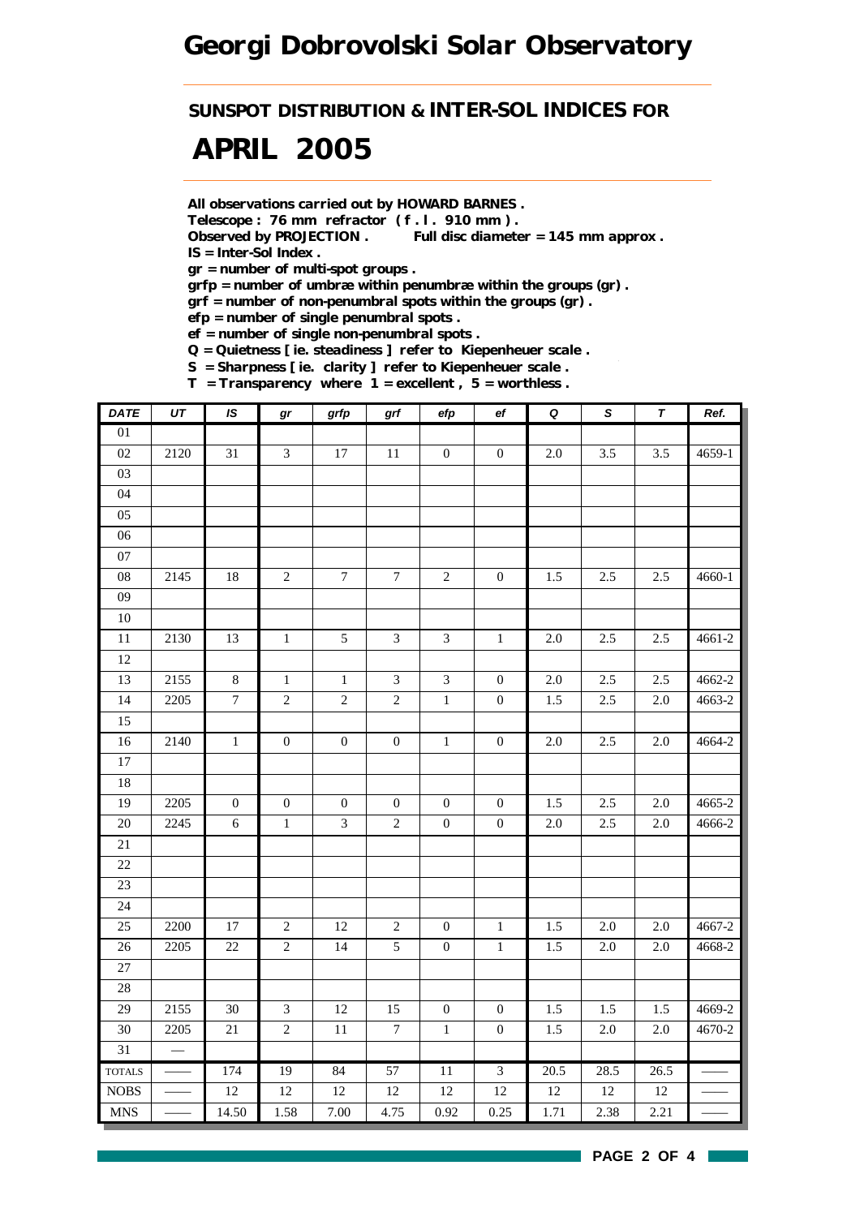# Georgi Dobrovolski Solar Observatory

## SUNSPOT DISTRIBUTION & INTER-SOL INDICES FOR

# APRIL 2005

**All observations carried out by HOWARD BARNES .**
**Telescope : 76 mm refractor ( f . l . 910 mm ) .**
**Observed by PROJECTION .        Full disc diameter = 145 mm approx .**
**IS = Inter-Sol Index .**
**gr = number of multi-spot groups .**
**grfp = number of umbræ within penumbræ within the groups (gr) .**
**grf = number of non-penumbral spots within the groups (gr) .**
**efp = number of single penumbral spots .**
**ef = number of single non-penumbral spots .**
**Q = Quietness [ ie. steadiness ] refer to Kiepenheuer scale .**
**S = Sharpness [ ie. clarity ] refer to Kiepenheuer scale .**
**T = Transparency where 1 = excellent , 5 = worthless .**

| DATE | UT | IS | gr | grfp | grf | efp | ef | Q | S | T | Ref. |
|---|---|---|---|---|---|---|---|---|---|---|---|
| 01 | | | | | | | | | | | |
| 02 | 2120 | 31 | 3 | 17 | 11 | 0 | 0 | 2.0 | 3.5 | 3.5 | 4659-1 |
| 03 | | | | | | | | | | | |
| 04 | | | | | | | | | | | |
| 05 | | | | | | | | | | | |
| 06 | | | | | | | | | | | |
| 07 | | | | | | | | | | | |
| 08 | 2145 | 18 | 2 | 7 | 7 | 2 | 0 | 1.5 | 2.5 | 2.5 | 4660-1 |
| 09 | | | | | | | | | | | |
| 10 | | | | | | | | | | | |
| 11 | 2130 | 13 | 1 | 5 | 3 | 3 | 1 | 2.0 | 2.5 | 2.5 | 4661-2 |
| 12 | | | | | | | | | | | |
| 13 | 2155 | 8 | 1 | 1 | 3 | 3 | 0 | 2.0 | 2.5 | 2.5 | 4662-2 |
| 14 | 2205 | 7 | 2 | 2 | 2 | 1 | 0 | 1.5 | 2.5 | 2.0 | 4663-2 |
| 15 | | | | | | | | | | | |
| 16 | 2140 | 1 | 0 | 0 | 0 | 1 | 0 | 2.0 | 2.5 | 2.0 | 4664-2 |
| 17 | | | | | | | | | | | |
| 18 | | | | | | | | | | | |
| 19 | 2205 | 0 | 0 | 0 | 0 | 0 | 0 | 1.5 | 2.5 | 2.0 | 4665-2 |
| 20 | 2245 | 6 | 1 | 3 | 2 | 0 | 0 | 2.0 | 2.5 | 2.0 | 4666-2 |
| 21 | | | | | | | | | | | |
| 22 | | | | | | | | | | | |
| 23 | | | | | | | | | | | |
| 24 | | | | | | | | | | | |
| 25 | 2200 | 17 | 2 | 12 | 2 | 0 | 1 | 1.5 | 2.0 | 2.0 | 4667-2 |
| 26 | 2205 | 22 | 2 | 14 | 5 | 0 | 1 | 1.5 | 2.0 | 2.0 | 4668-2 |
| 27 | | | | | | | | | | | |
| 28 | | | | | | | | | | | |
| 29 | 2155 | 30 | 3 | 12 | 15 | 0 | 0 | 1.5 | 1.5 | 1.5 | 4669-2 |
| 30 | 2205 | 21 | 2 | 11 | 7 | 1 | 0 | 1.5 | 2.0 | 2.0 | 4670-2 |
| 31 | — | | | | | | | | | | |
| TOTALS | —— | 174 | 19 | 84 | 57 | 11 | 3 | 20.5 | 28.5 | 26.5 | —— |
| NOBS | —— | 12 | 12 | 12 | 12 | 12 | 12 | 12 | 12 | 12 | —— |
| MNS | —— | 14.50 | 1.58 | 7.00 | 4.75 | 0.92 | 0.25 | 1.71 | 2.38 | 2.21 | —— |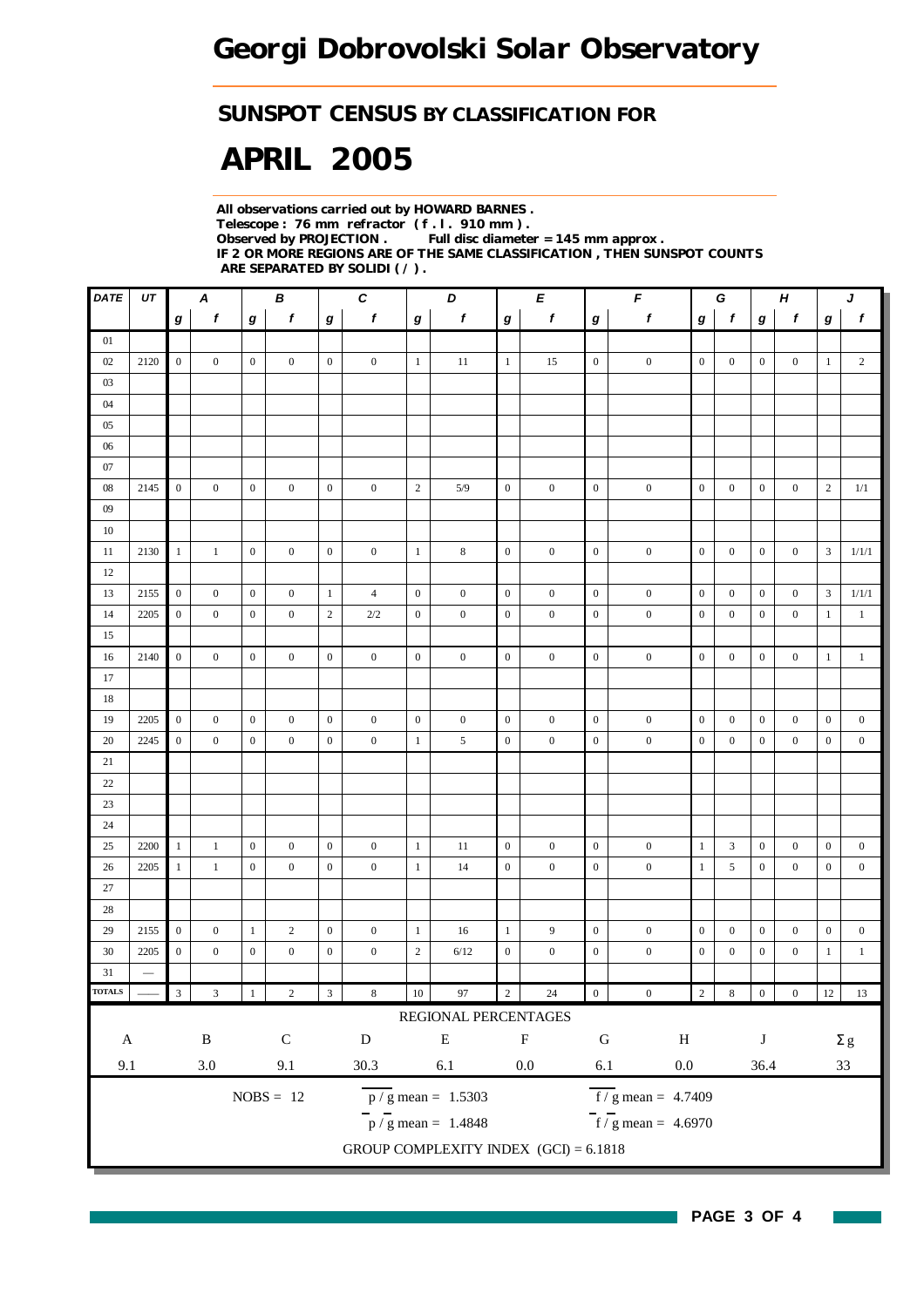# Georgi Dobrovolski Solar Observatory

## SUNSPOT CENSUS BY CLASSIFICATION FOR

# APRIL 2005

**All observations carried out by HOWARD BARNES .**
**Telescope : 76 mm refractor ( f . l . 910 mm ) .**
**Observed by PROJECTION . Full disc diameter = 145 mm approx .**
**IF 2 OR MORE REGIONS ARE OF THE SAME CLASSIFICATION , THEN SUNSPOT COUNTS ARE SEPARATED BY SOLIDI ( / ) .**

| DATE | UT | A | | B | | C | | D | | E | | F | | G | | H | | J | |
|---|---|---|---|---|---|---|---|---|---|---|---|---|---|---|---|---|---|---|---|
| | | g | f | g | f | g | f | g | f | g | f | g | f | g | f | g | f | g | f |
| 01 | | | | | | | | | | | | | | | | | | | |
| 02 | 2120 | 0 | 0 | 0 | 0 | 0 | 0 | 1 | 11 | 1 | 15 | 0 | 0 | 0 | 0 | 0 | 0 | 1 | 2 |
| 03 | | | | | | | | | | | | | | | | | | | |
| 04 | | | | | | | | | | | | | | | | | | | |
| 05 | | | | | | | | | | | | | | | | | | | |
| 06 | | | | | | | | | | | | | | | | | | | |
| 07 | | | | | | | | | | | | | | | | | | | |
| 08 | 2145 | 0 | 0 | 0 | 0 | 0 | 0 | 2 | 5/9 | 0 | 0 | 0 | 0 | 0 | 0 | 0 | 0 | 2 | 1/1 |
| 09 | | | | | | | | | | | | | | | | | | | |
| 10 | | | | | | | | | | | | | | | | | | | |
| 11 | 2130 | 1 | 1 | 0 | 0 | 0 | 0 | 1 | 8 | 0 | 0 | 0 | 0 | 0 | 0 | 0 | 0 | 3 | 1/1/1 |
| 12 | | | | | | | | | | | | | | | | | | | |
| 13 | 2155 | 0 | 0 | 0 | 0 | 1 | 4 | 0 | 0 | 0 | 0 | 0 | 0 | 0 | 0 | 0 | 0 | 3 | 1/1/1 |
| 14 | 2205 | 0 | 0 | 0 | 0 | 2 | 2/2 | 0 | 0 | 0 | 0 | 0 | 0 | 0 | 0 | 0 | 0 | 1 | 1 |
| 15 | | | | | | | | | | | | | | | | | | | |
| 16 | 2140 | 0 | 0 | 0 | 0 | 0 | 0 | 0 | 0 | 0 | 0 | 0 | 0 | 0 | 0 | 0 | 0 | 1 | 1 |
| 17 | | | | | | | | | | | | | | | | | | | |
| 18 | | | | | | | | | | | | | | | | | | | |
| 19 | 2205 | 0 | 0 | 0 | 0 | 0 | 0 | 0 | 0 | 0 | 0 | 0 | 0 | 0 | 0 | 0 | 0 | 0 | 0 |
| 20 | 2245 | 0 | 0 | 0 | 0 | 0 | 0 | 1 | 5 | 0 | 0 | 0 | 0 | 0 | 0 | 0 | 0 | 0 | 0 |
| 21 | | | | | | | | | | | | | | | | | | | |
| 22 | | | | | | | | | | | | | | | | | | | |
| 23 | | | | | | | | | | | | | | | | | | | |
| 24 | | | | | | | | | | | | | | | | | | | |
| 25 | 2200 | 1 | 1 | 0 | 0 | 0 | 0 | 1 | 11 | 0 | 0 | 0 | 0 | 1 | 3 | 0 | 0 | 0 | 0 |
| 26 | 2205 | 1 | 1 | 0 | 0 | 0 | 0 | 1 | 14 | 0 | 0 | 0 | 0 | 1 | 5 | 0 | 0 | 0 | 0 |
| 27 | | | | | | | | | | | | | | | | | | | |
| 28 | | | | | | | | | | | | | | | | | | | |
| 29 | 2155 | 0 | 0 | 1 | 2 | 0 | 0 | 1 | 16 | 1 | 9 | 0 | 0 | 0 | 0 | 0 | 0 | 0 | 0 |
| 30 | 2205 | 0 | 0 | 0 | 0 | 0 | 0 | 2 | 6/12 | 0 | 0 | 0 | 0 | 0 | 0 | 0 | 0 | 1 | 1 |
| 31 | — | | | | | | | | | | | | | | | | | | |
| TOTALS | —— | 3 | 3 | 1 | 2 | 3 | 8 | 10 | 97 | 2 | 24 | 0 | 0 | 2 | 8 | 0 | 0 | 12 | 13 |

REGIONAL PERCENTAGES

| A | B | C | D | E | F | G | H | J | Σg |
|---|---|---|---|---|---|---|---|---|---|
| 9.1 | 3.0 | 9.1 | 30.3 | 6.1 | 0.0 | 6.1 | 0.0 | 36.4 | 33 |

NOBS = 12

$p / g$ mean = 1.5303

$\bar{f} / \bar{g}$ mean = 4.7409

$\bar{p} / \bar{g}$ mean = 1.4848

$\bar{f} / \bar{g}$ mean = 4.6970

GROUP COMPLEXITY INDEX (GCI) = 6.1818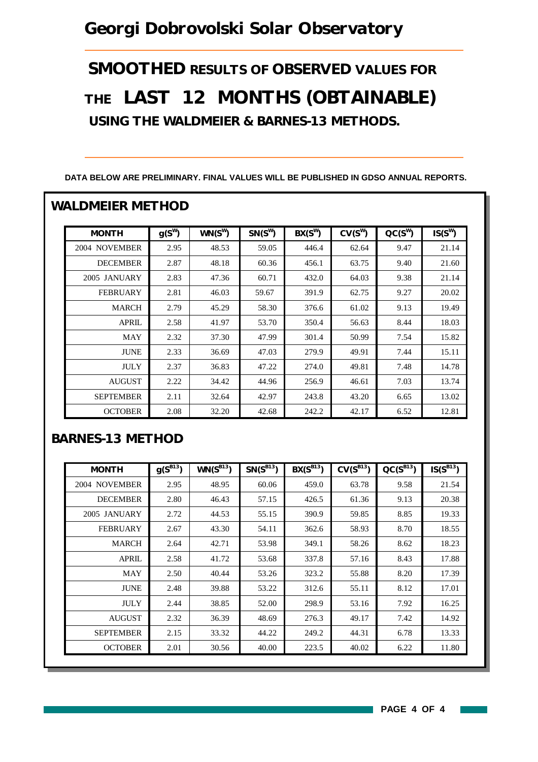# Georgi Dobrovolski Solar Observatory

## SMOOTHED RESULTS OF OBSERVED VALUES FOR THE LAST 12 MONTHS (OBTAINABLE) USING THE WALDMEIER & BARNES-13 METHODS.

**DATA BELOW ARE PRELIMINARY. FINAL VALUES WILL BE PUBLISHED IN GDSO ANNUAL REPORTS.**

### WALDMEIER METHOD

| MONTH | $g(S^W)$ | $WN(S^W)$ | $SN(S^W)$ | $BX(S^W)$ | $CV(S^W)$ | $QC(S^W)$ | $IS(S^W)$ |
|---|---|---|---|---|---|---|---|
| 2004 NOVEMBER | 2.95 | 48.53 | 59.05 | 446.4 | 62.64 | 9.47 | 21.14 |
| DECEMBER | 2.87 | 48.18 | 60.36 | 456.1 | 63.75 | 9.40 | 21.60 |
| 2005 JANUARY | 2.83 | 47.36 | 60.71 | 432.0 | 64.03 | 9.38 | 21.14 |
| FEBRUARY | 2.81 | 46.03 | 59.67 | 391.9 | 62.75 | 9.27 | 20.02 |
| MARCH | 2.79 | 45.29 | 58.30 | 376.6 | 61.02 | 9.13 | 19.49 |
| APRIL | 2.58 | 41.97 | 53.70 | 350.4 | 56.63 | 8.44 | 18.03 |
| MAY | 2.32 | 37.30 | 47.99 | 301.4 | 50.99 | 7.54 | 15.82 |
| JUNE | 2.33 | 36.69 | 47.03 | 279.9 | 49.91 | 7.44 | 15.11 |
| JULY | 2.37 | 36.83 | 47.22 | 274.0 | 49.81 | 7.48 | 14.78 |
| AUGUST | 2.22 | 34.42 | 44.96 | 256.9 | 46.61 | 7.03 | 13.74 |
| SEPTEMBER | 2.11 | 32.64 | 42.97 | 243.8 | 43.20 | 6.65 | 13.02 |
| OCTOBER | 2.08 | 32.20 | 42.68 | 242.2 | 42.17 | 6.52 | 12.81 |

### BARNES-13 METHOD

| MONTH | $g(S^{B13})$ | $WN(S^{B13})$ | $SN(S^{B13})$ | $BX(S^{B13})$ | $CV(S^{B13})$ | $QC(S^{B13})$ | $IS(S^{B13})$ |
|---|---|---|---|---|---|---|---|
| 2004 NOVEMBER | 2.95 | 48.95 | 60.06 | 459.0 | 63.78 | 9.58 | 21.54 |
| DECEMBER | 2.80 | 46.43 | 57.15 | 426.5 | 61.36 | 9.13 | 20.38 |
| 2005 JANUARY | 2.72 | 44.53 | 55.15 | 390.9 | 59.85 | 8.85 | 19.33 |
| FEBRUARY | 2.67 | 43.30 | 54.11 | 362.6 | 58.93 | 8.70 | 18.55 |
| MARCH | 2.64 | 42.71 | 53.98 | 349.1 | 58.26 | 8.62 | 18.23 |
| APRIL | 2.58 | 41.72 | 53.68 | 337.8 | 57.16 | 8.43 | 17.88 |
| MAY | 2.50 | 40.44 | 53.26 | 323.2 | 55.88 | 8.20 | 17.39 |
| JUNE | 2.48 | 39.88 | 53.22 | 312.6 | 55.11 | 8.12 | 17.01 |
| JULY | 2.44 | 38.85 | 52.00 | 298.9 | 53.16 | 7.92 | 16.25 |
| AUGUST | 2.32 | 36.39 | 48.69 | 276.3 | 49.17 | 7.42 | 14.92 |
| SEPTEMBER | 2.15 | 33.32 | 44.22 | 249.2 | 44.31 | 6.78 | 13.33 |
| OCTOBER | 2.01 | 30.56 | 40.00 | 223.5 | 40.02 | 6.22 | 11.80 |